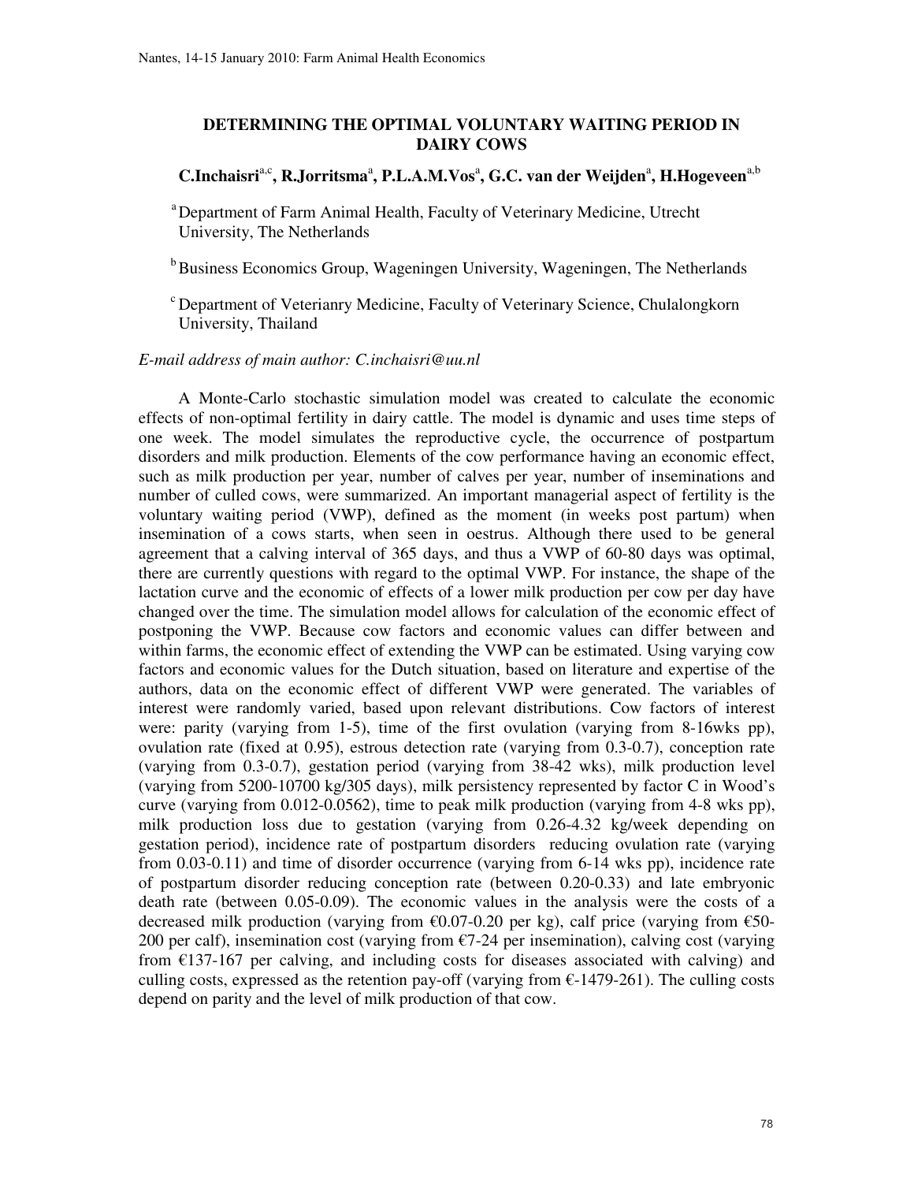# DETERMINING THE OPTIMAL VOLUNTARY WAITING PERIOD IN DAIRY COWS

**C.Inchaisri[a,c], R.Jorritsma[a], P.L.A.M.Vos[a], G.C. van der Weijden[a], H.Hogeveen[a,b]**

[a] Department of Farm Animal Health, Faculty of Veterinary Medicine, Utrecht University, The Netherlands

[b] Business Economics Group, Wageningen University, Wageningen, The Netherlands

[c] Department of Veterianry Medicine, Faculty of Veterinary Science, Chulalongkorn University, Thailand

*E-mail address of main author: C.inchaisri@uu.nl*

A Monte-Carlo stochastic simulation model was created to calculate the economic effects of non-optimal fertility in dairy cattle. The model is dynamic and uses time steps of one week. The model simulates the reproductive cycle, the occurrence of postpartum disorders and milk production. Elements of the cow performance having an economic effect, such as milk production per year, number of calves per year, number of inseminations and number of culled cows, were summarized. An important managerial aspect of fertility is the voluntary waiting period (VWP), defined as the moment (in weeks post partum) when insemination of a cows starts, when seen in oestrus. Although there used to be general agreement that a calving interval of 365 days, and thus a VWP of 60-80 days was optimal, there are currently questions with regard to the optimal VWP. For instance, the shape of the lactation curve and the economic of effects of a lower milk production per cow per day have changed over the time. The simulation model allows for calculation of the economic effect of postponing the VWP. Because cow factors and economic values can differ between and within farms, the economic effect of extending the VWP can be estimated. Using varying cow factors and economic values for the Dutch situation, based on literature and expertise of the authors, data on the economic effect of different VWP were generated. The variables of interest were randomly varied, based upon relevant distributions. Cow factors of interest were: parity (varying from 1-5), time of the first ovulation (varying from 8-16wks pp), ovulation rate (fixed at 0.95), estrous detection rate (varying from 0.3-0.7), conception rate (varying from 0.3-0.7), gestation period (varying from 38-42 wks), milk production level (varying from 5200-10700 kg/305 days), milk persistency represented by factor C in Wood's curve (varying from 0.012-0.0562), time to peak milk production (varying from 4-8 wks pp), milk production loss due to gestation (varying from 0.26-4.32 kg/week depending on gestation period), incidence rate of postpartum disorders reducing ovulation rate (varying from 0.03-0.11) and time of disorder occurrence (varying from 6-14 wks pp), incidence rate of postpartum disorder reducing conception rate (between 0.20-0.33) and late embryonic death rate (between 0.05-0.09). The economic values in the analysis were the costs of a decreased milk production (varying from €0.07-0.20 per kg), calf price (varying from €50-200 per calf), insemination cost (varying from €7-24 per insemination), calving cost (varying from €137-167 per calving, and including costs for diseases associated with calving) and culling costs, expressed as the retention pay-off (varying from €-1479-261). The culling costs depend on parity and the level of milk production of that cow.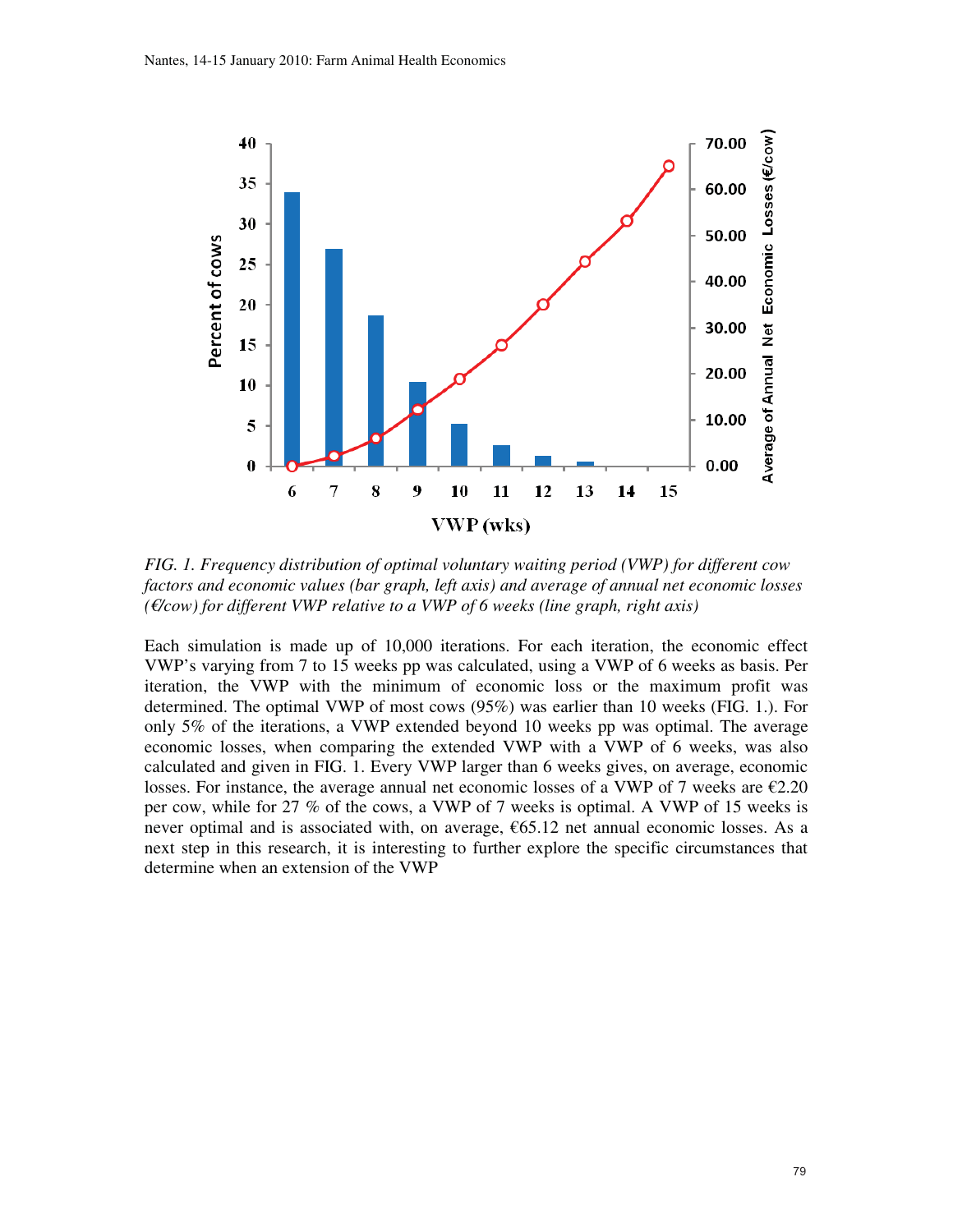Percent of cows

40
35
30
25
20
15
10
5
0

6 7 8 9 10 11 12 13 14 15

VWP (wks)

Average of Annual Net Economic Losses (€/cow)

70.00
60.00
50.00
40.00
30.00
20.00
10.00
0.00

*FIG. 1. Frequency distribution of optimal voluntary waiting period (VWP) for different cow factors and economic values (bar graph, left axis) and average of annual net economic losses (€/cow) for different VWP relative to a VWP of 6 weeks (line graph, right axis)*

Each simulation is made up of 10,000 iterations. For each iteration, the economic effect VWP's varying from 7 to 15 weeks pp was calculated, using a VWP of 6 weeks as basis. Per iteration, the VWP with the minimum of economic loss or the maximum profit was determined. The optimal VWP of most cows (95%) was earlier than 10 weeks (FIG. 1.). For only 5% of the iterations, a VWP extended beyond 10 weeks pp was optimal. The average economic losses, when comparing the extended VWP with a VWP of 6 weeks, was also calculated and given in FIG. 1. Every VWP larger than 6 weeks gives, on average, economic losses. For instance, the average annual net economic losses of a VWP of 7 weeks are €2.20 per cow, while for 27 % of the cows, a VWP of 7 weeks is optimal. A VWP of 15 weeks is never optimal and is associated with, on average, €65.12 net annual economic losses. As a next step in this research, it is interesting to further explore the specific circumstances that determine when an extension of the VWP